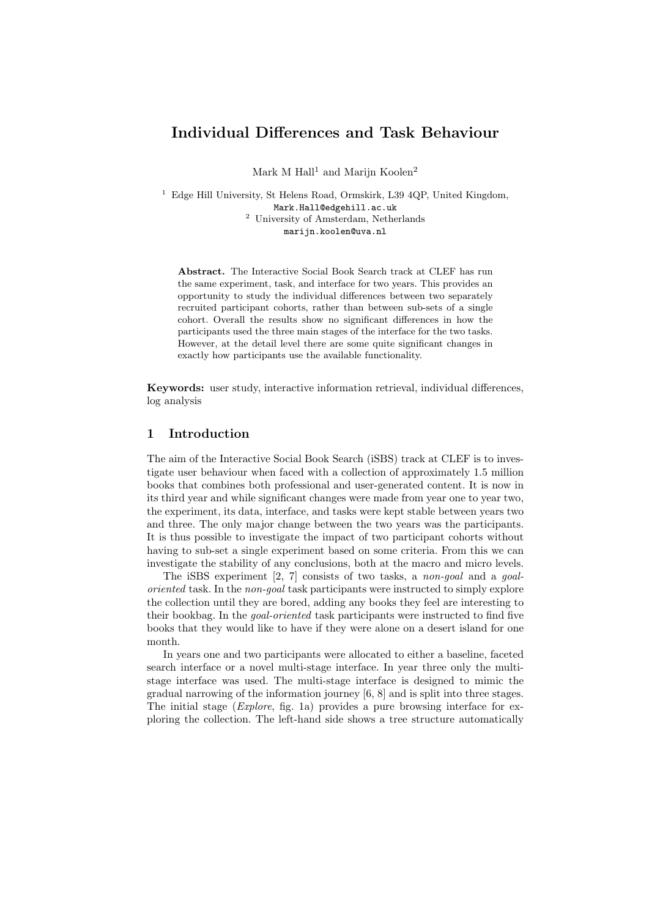# Individual Differences and Task Behaviour

Mark M Hall[1] and Marijn Koolen[2]

[1] Edge Hill University, St Helens Road, Ormskirk, L39 4QP, United Kingdom,
Mark.Hall@edgehill.ac.uk
[2] University of Amsterdam, Netherlands
marijn.koolen@uva.nl

**Abstract.** The Interactive Social Book Search track at CLEF has run the same experiment, task, and interface for two years. This provides an opportunity to study the individual differences between two separately recruited participant cohorts, rather than between sub-sets of a single cohort. Overall the results show no significant differences in how the participants used the three main stages of the interface for the two tasks. However, at the detail level there are some quite significant changes in exactly how participants use the available functionality.

**Keywords:** user study, interactive information retrieval, individual differences, log analysis

## 1 Introduction

The aim of the Interactive Social Book Search (iSBS) track at CLEF is to investigate user behaviour when faced with a collection of approximately 1.5 million books that combines both professional and user-generated content. It is now in its third year and while significant changes were made from year one to year two, the experiment, its data, interface, and tasks were kept stable between years two and three. The only major change between the two years was the participants. It is thus possible to investigate the impact of two participant cohorts without having to sub-set a single experiment based on some criteria. From this we can investigate the stability of any conclusions, both at the macro and micro levels.

The iSBS experiment [2, 7] consists of two tasks, a *non-goal* and a *goal-oriented* task. In the *non-goal* task participants were instructed to simply explore the collection until they are bored, adding any books they feel are interesting to their bookbag. In the *goal-oriented* task participants were instructed to find five books that they would like to have if they were alone on a desert island for one month.

In years one and two participants were allocated to either a baseline, faceted search interface or a novel multi-stage interface. In year three only the multi-stage interface was used. The multi-stage interface is designed to mimic the gradual narrowing of the information journey [6, 8] and is split into three stages. The initial stage (*Explore*, fig. 1a) provides a pure browsing interface for exploring the collection. The left-hand side shows a tree structure automatically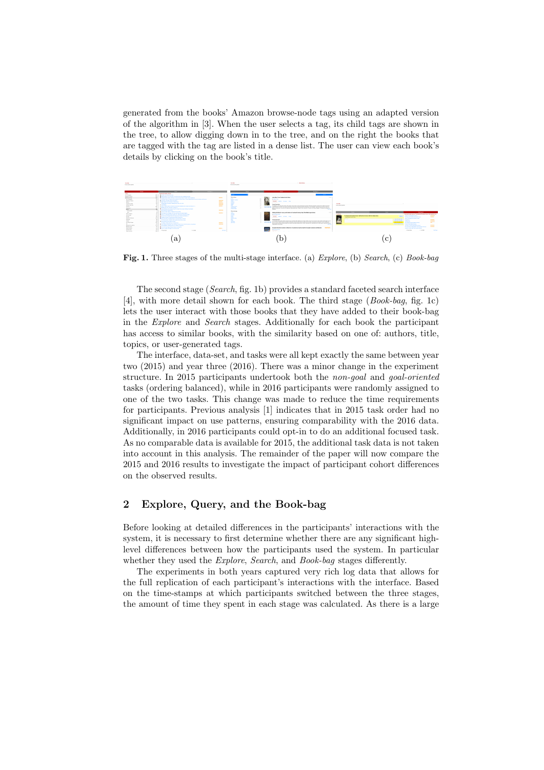generated from the books' Amazon browse-node tags using an adapted version of the algorithm in [3]. When the user selects a tag, its child tags are shown in the tree, to allow digging down in to the tree, and on the right the books that are tagged with the tag are listed in a dense list. The user can view each book's details by clicking on the book's title.

(a) (b) (c)

**Fig. 1.** Three stages of the multi-stage interface. (a) *Explore*, (b) *Search*, (c) *Book-bag*

The second stage (*Search*, fig. 1b) provides a standard faceted search interface [4], with more detail shown for each book. The third stage (*Book-bag*, fig. 1c) lets the user interact with those books that they have added to their book-bag in the *Explore* and *Search* stages. Additionally for each book the participant has access to similar books, with the similarity based on one of: authors, title, topics, or user-generated tags.

The interface, data-set, and tasks were all kept exactly the same between year two (2015) and year three (2016). There was a minor change in the experiment structure. In 2015 participants undertook both the *non-goal* and *goal-oriented* tasks (ordering balanced), while in 2016 participants were randomly assigned to one of the two tasks. This change was made to reduce the time requirements for participants. Previous analysis [1] indicates that in 2015 task order had no significant impact on use patterns, ensuring comparability with the 2016 data. Additionally, in 2016 participants could opt-in to do an additional focused task. As no comparable data is available for 2015, the additional task data is not taken into account in this analysis. The remainder of the paper will now compare the 2015 and 2016 results to investigate the impact of participant cohort differences on the observed results.

## 2 Explore, Query, and the Book-bag

Before looking at detailed differences in the participants' interactions with the system, it is necessary to first determine whether there are any significant high-level differences between how the participants used the system. In particular whether they used the *Explore*, *Search*, and *Book-bag* stages differently.

The experiments in both years captured very rich log data that allows for the full replication of each participant's interactions with the interface. Based on the time-stamps at which participants switched between the three stages, the amount of time they spent in each stage was calculated. As there is a large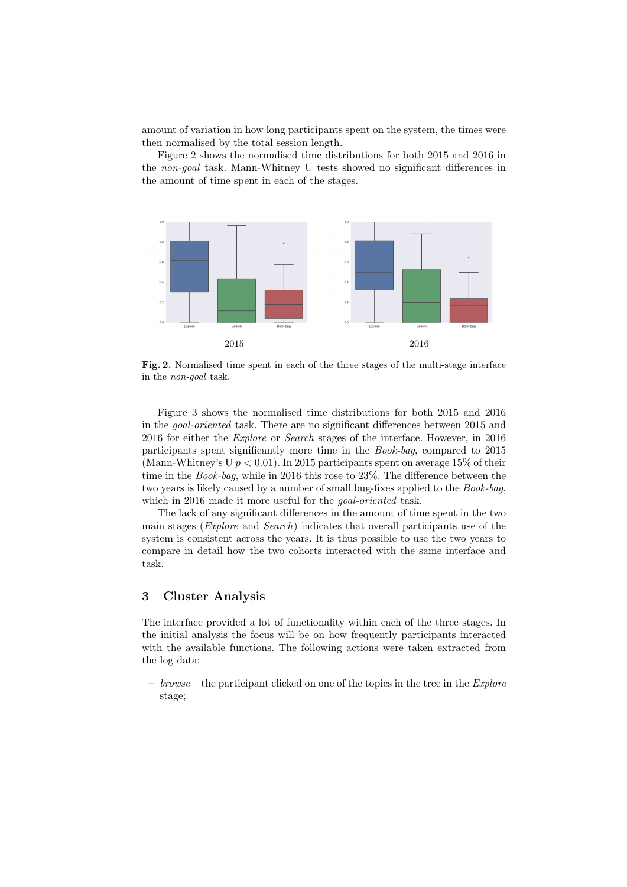amount of variation in how long participants spent on the system, the times were then normalised by the total session length.

Figure 2 shows the normalised time distributions for both 2015 and 2016 in the *non-goal* task. Mann-Whitney U tests showed no significant differences in the amount of time spent in each of the stages.

2015

2016

**Fig. 2.** Normalised time spent in each of the three stages of the multi-stage interface in the *non-goal* task.

Figure 3 shows the normalised time distributions for both 2015 and 2016 in the *goal-oriented* task. There are no significant differences between 2015 and 2016 for either the *Explore* or *Search* stages of the interface. However, in 2016 participants spent significantly more time in the *Book-bag*, compared to 2015 (Mann-Whitney's U $p < 0.01$). In 2015 participants spent on average 15% of their time in the *Book-bag*, while in 2016 this rose to 23%. The difference between the two years is likely caused by a number of small bug-fixes applied to the *Book-bag*, which in 2016 made it more useful for the *goal-oriented* task.

The lack of any significant differences in the amount of time spent in the two main stages (*Explore* and *Search*) indicates that overall participants use of the system is consistent across the years. It is thus possible to use the two years to compare in detail how the two cohorts interacted with the same interface and task.

## 3 Cluster Analysis

The interface provided a lot of functionality within each of the three stages. In the initial analysis the focus will be on how frequently participants interacted with the available functions. The following actions were taken extracted from the log data:

- *browse* – the participant clicked on one of the topics in the tree in the *Explore* stage;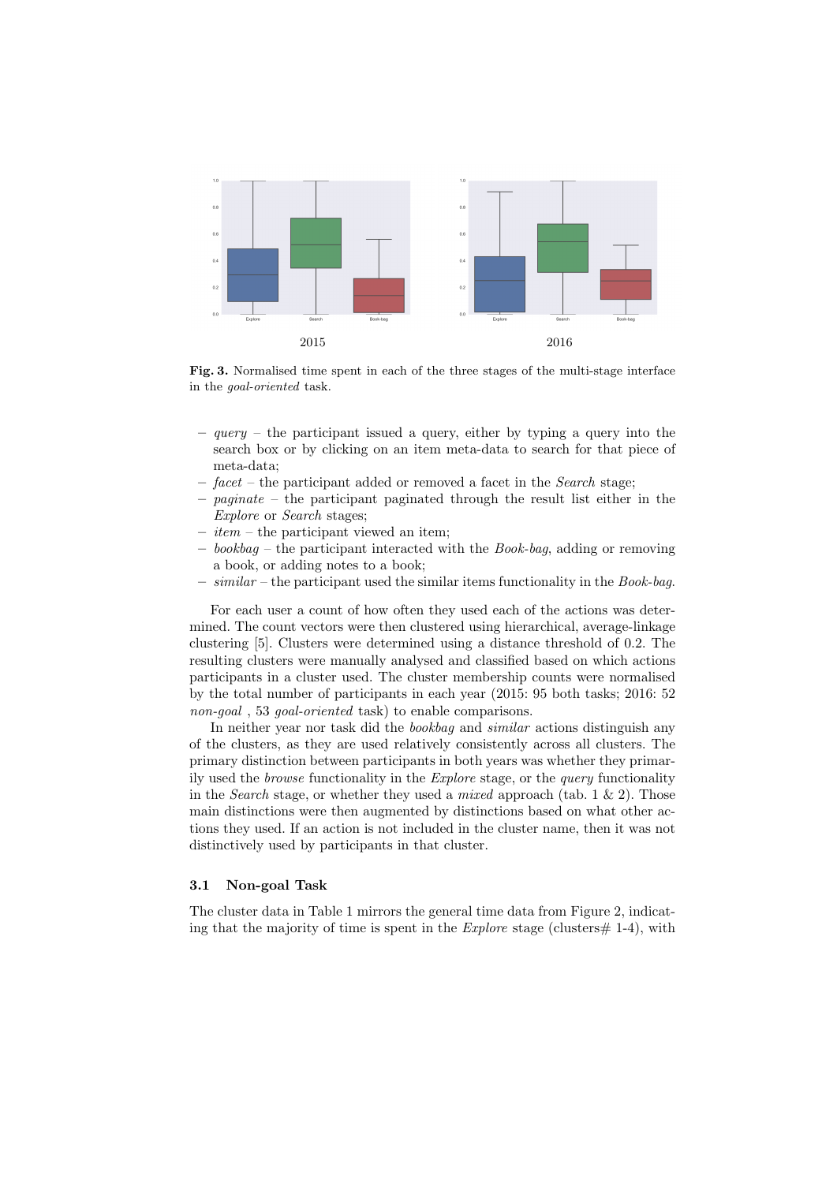**Fig. 3.** Normalised time spent in each of the three stages of the multi-stage interface in the *goal-oriented* task.

- *query* – the participant issued a query, either by typing a query into the search box or by clicking on an item meta-data to search for that piece of meta-data;
- *facet* – the participant added or removed a facet in the *Search* stage;
- *paginate* – the participant paginated through the result list either in the *Explore* or *Search* stages;
- *item* – the participant viewed an item;
- *bookbag* – the participant interacted with the *Book-bag*, adding or removing a book, or adding notes to a book;
- *similar* – the participant used the similar items functionality in the *Book-bag*.

For each user a count of how often they used each of the actions was determined. The count vectors were then clustered using hierarchical, average-linkage clustering [5]. Clusters were determined using a distance threshold of 0.2. The resulting clusters were manually analysed and classified based on which actions participants in a cluster used. The cluster membership counts were normalised by the total number of participants in each year (2015: 95 both tasks; 2016: 52 *non-goal* , 53 *goal-oriented* task) to enable comparisons.

In neither year nor task did the *bookbag* and *similar* actions distinguish any of the clusters, as they are used relatively consistently across all clusters. The primary distinction between participants in both years was whether they primarily used the *browse* functionality in the *Explore* stage, or the *query* functionality in the *Search* stage, or whether they used a *mixed* approach (tab. 1 & 2). Those main distinctions were then augmented by distinctions based on what other actions they used. If an action is not included in the cluster name, then it was not distinctively used by participants in that cluster.

### 3.1 Non-goal Task

The cluster data in Table 1 mirrors the general time data from Figure 2, indicating that the majority of time is spent in the *Explore* stage (clusters# 1-4), with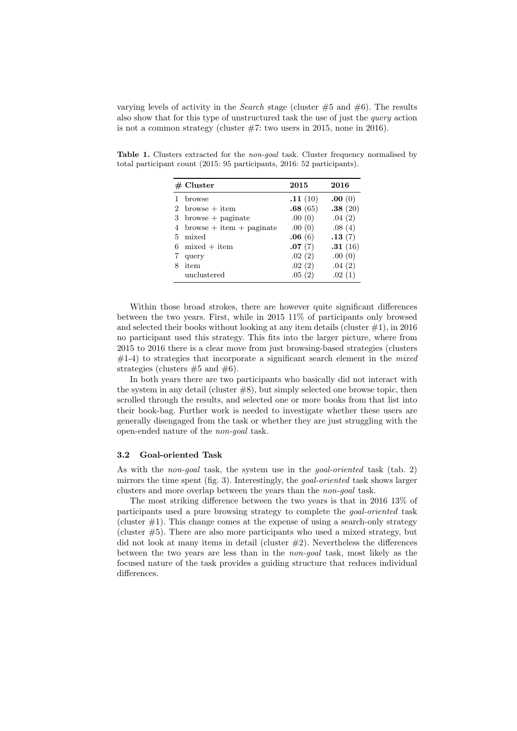varying levels of activity in the *Search* stage (cluster #5 and #6). The results also show that for this type of unstructured task the use of just the *query* action is not a common strategy (cluster #7: two users in 2015, none in 2016).

**Table 1.** Clusters extracted for the *non-goal* task. Cluster frequency normalised by total participant count (2015: 95 participants, 2016: 52 participants).

| # | Cluster | 2015 | 2016 |
|---|---|---|---|
| 1 | browse | **.11** (10) | **.00** (0) |
| 2 | browse + item | **.68** (65) | **.38** (20) |
| 3 | browse + paginate | .00 (0) | .04 (2) |
| 4 | browse + item + paginate | .00 (0) | .08 (4) |
| 5 | mixed | **.06** (6) | **.13** (7) |
| 6 | mixed + item | **.07** (7) | **.31** (16) |
| 7 | query | .02 (2) | .00 (0) |
| 8 | item | .02 (2) | .04 (2) |
| | unclustered | .05 (2) | .02 (1) |

Within those broad strokes, there are however quite significant differences between the two years. First, while in 2015 11% of participants only browsed and selected their books without looking at any item details (cluster #1), in 2016 no participant used this strategy. This fits into the larger picture, where from 2015 to 2016 there is a clear move from just browsing-based strategies (clusters #1-4) to strategies that incorporate a significant search element in the *mixed* strategies (clusters #5 and #6).

In both years there are two participants who basically did not interact with the system in any detail (cluster #8), but simply selected one browse topic, then scrolled through the results, and selected one or more books from that list into their book-bag. Further work is needed to investigate whether these users are generally disengaged from the task or whether they are just struggling with the open-ended nature of the *non-goal* task.

### 3.2 Goal-oriented Task

As with the *non-goal* task, the system use in the *goal-oriented* task (tab. 2) mirrors the time spent (fig. 3). Interestingly, the *goal-oriented* task shows larger clusters and more overlap between the years than the *non-goal* task.

The most striking difference between the two years is that in 2016 13% of participants used a pure browsing strategy to complete the *goal-oriented* task (cluster #1). This change comes at the expense of using a search-only strategy (cluster #5). There are also more participants who used a mixed strategy, but did not look at many items in detail (cluster #2). Nevertheless the differences between the two years are less than in the *non-goal* task, most likely as the focused nature of the task provides a guiding structure that reduces individual differences.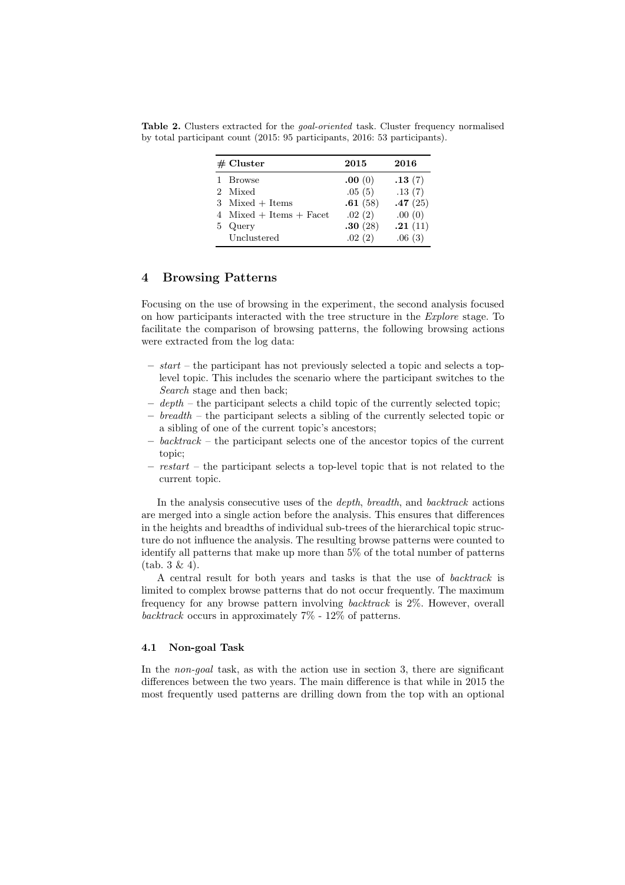**Table 2.** Clusters extracted for the *goal-oriented* task. Cluster frequency normalised by total participant count (2015: 95 participants, 2016: 53 participants).

| # | Cluster | 2015 | 2016 |
|---|---|---|---|
| 1 | Browse | **.00** (0) | **.13** (7) |
| 2 | Mixed | .05 (5) | .13 (7) |
| 3 | Mixed + Items | **.61** (58) | **.47** (25) |
| 4 | Mixed + Items + Facet | .02 (2) | .00 (0) |
| 5 | Query | **.30** (28) | **.21** (11) |
| | Unclustered | .02 (2) | .06 (3) |

## 4 Browsing Patterns

Focusing on the use of browsing in the experiment, the second analysis focused on how participants interacted with the tree structure in the *Explore* stage. To facilitate the comparison of browsing patterns, the following browsing actions were extracted from the log data:

- *start* – the participant has not previously selected a topic and selects a top-level topic. This includes the scenario where the participant switches to the *Search* stage and then back;
- *depth* – the participant selects a child topic of the currently selected topic;
- *breadth* – the participant selects a sibling of the currently selected topic or a sibling of one of the current topic's ancestors;
- *backtrack* – the participant selects one of the ancestor topics of the current topic;
- *restart* – the participant selects a top-level topic that is not related to the current topic.

In the analysis consecutive uses of the *depth*, *breadth*, and *backtrack* actions are merged into a single action before the analysis. This ensures that differences in the heights and breadths of individual sub-trees of the hierarchical topic structure do not influence the analysis. The resulting browse patterns were counted to identify all patterns that make up more than 5% of the total number of patterns (tab. 3 & 4).

A central result for both years and tasks is that the use of *backtrack* is limited to complex browse patterns that do not occur frequently. The maximum frequency for any browse pattern involving *backtrack* is 2%. However, overall *backtrack* occurs in approximately 7% - 12% of patterns.

### 4.1 Non-goal Task

In the *non-goal* task, as with the action use in section 3, there are significant differences between the two years. The main difference is that while in 2015 the most frequently used patterns are drilling down from the top with an optional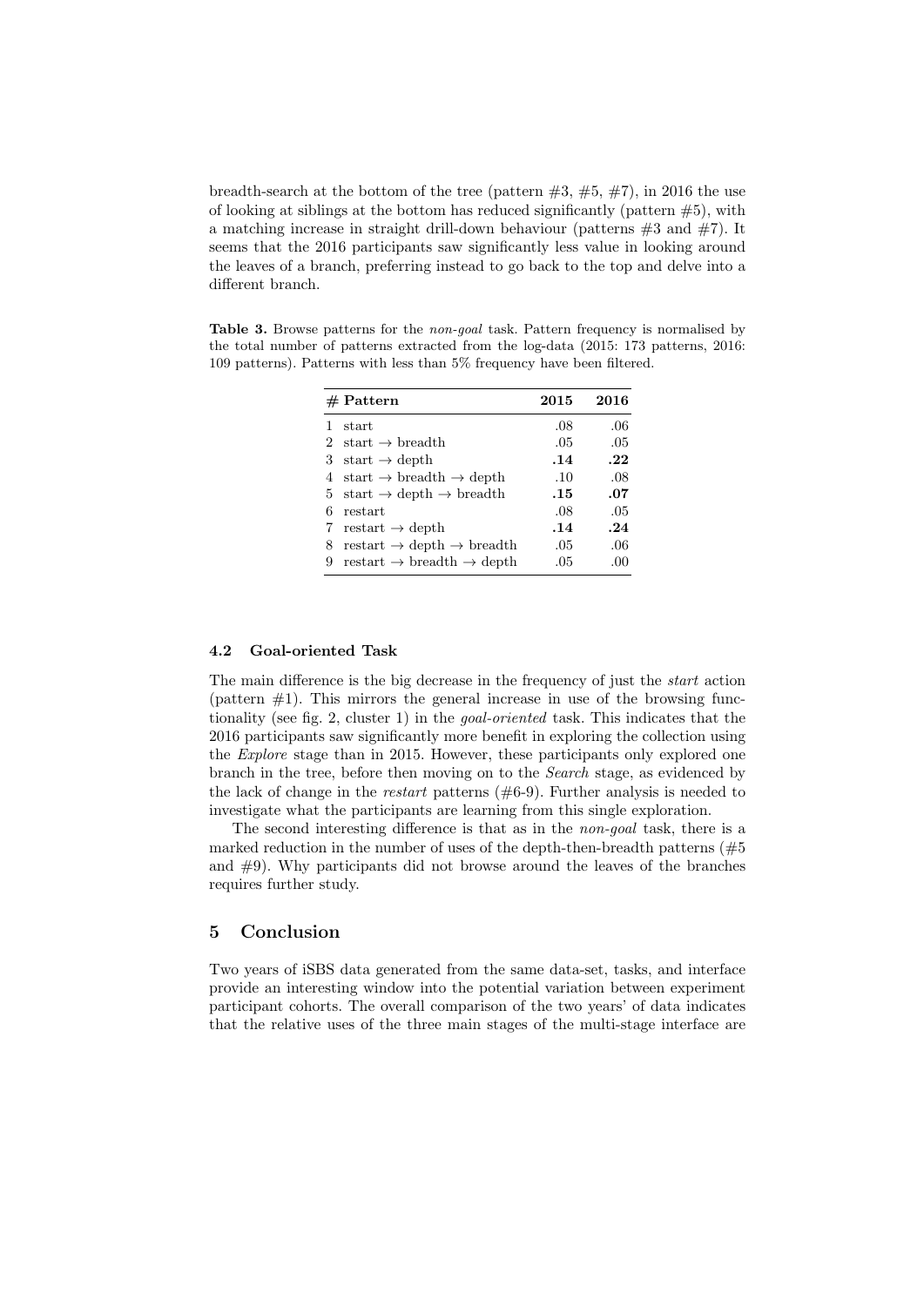breadth-search at the bottom of the tree (pattern #3, #5, #7), in 2016 the use of looking at siblings at the bottom has reduced significantly (pattern #5), with a matching increase in straight drill-down behaviour (patterns #3 and #7). It seems that the 2016 participants saw significantly less value in looking around the leaves of a branch, preferring instead to go back to the top and delve into a different branch.

**Table 3.** Browse patterns for the *non-goal* task. Pattern frequency is normalised by the total number of patterns extracted from the log-data (2015: 173 patterns, 2016: 109 patterns). Patterns with less than 5% frequency have been filtered.

| # | Pattern | 2015 | 2016 |
|---|---|---|---|
| 1 | start | .08 | .06 |
| 2 | start → breadth | .05 | .05 |
| 3 | start → depth | **.14** | **.22** |
| 4 | start → breadth → depth | .10 | .08 |
| 5 | start → depth → breadth | **.15** | **.07** |
| 6 | restart | .08 | .05 |
| 7 | restart → depth | **.14** | **.24** |
| 8 | restart → depth → breadth | .05 | .06 |
| 9 | restart → breadth → depth | .05 | .00 |

### 4.2 Goal-oriented Task

The main difference is the big decrease in the frequency of just the *start* action (pattern #1). This mirrors the general increase in use of the browsing functionality (see fig. 2, cluster 1) in the *goal-oriented* task. This indicates that the 2016 participants saw significantly more benefit in exploring the collection using the *Explore* stage than in 2015. However, these participants only explored one branch in the tree, before then moving on to the *Search* stage, as evidenced by the lack of change in the *restart* patterns (#6-9). Further analysis is needed to investigate what the participants are learning from this single exploration.

The second interesting difference is that as in the *non-goal* task, there is a marked reduction in the number of uses of the depth-then-breadth patterns (#5 and #9). Why participants did not browse around the leaves of the branches requires further study.

## 5 Conclusion

Two years of iSBS data generated from the same data-set, tasks, and interface provide an interesting window into the potential variation between experiment participant cohorts. The overall comparison of the two years' of data indicates that the relative uses of the three main stages of the multi-stage interface are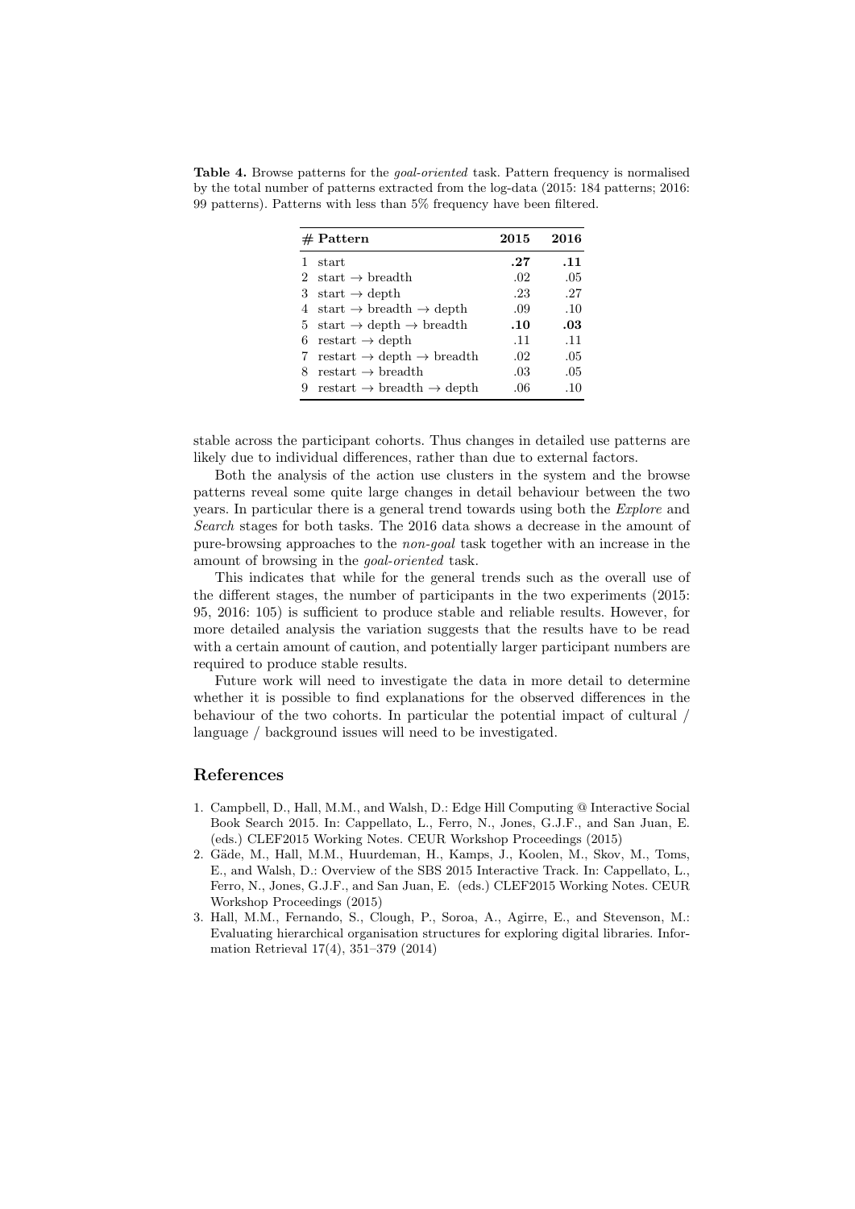**Table 4.** Browse patterns for the *goal-oriented* task. Pattern frequency is normalised by the total number of patterns extracted from the log-data (2015: 184 patterns; 2016: 99 patterns). Patterns with less than 5% frequency have been filtered.

| # | **Pattern** | **2015** | **2016** |
|---|---|---|---|
| 1 | start | **.27** | **.11** |
| 2 | start → breadth | .02 | .05 |
| 3 | start → depth | .23 | .27 |
| 4 | start → breadth → depth | .09 | .10 |
| 5 | start → depth → breadth | **.10** | **.03** |
| 6 | restart → depth | .11 | .11 |
| 7 | restart → depth → breadth | .02 | .05 |
| 8 | restart → breadth | .03 | .05 |
| 9 | restart → breadth → depth | .06 | .10 |

stable across the participant cohorts. Thus changes in detailed use patterns are likely due to individual differences, rather than due to external factors.

Both the analysis of the action use clusters in the system and the browse patterns reveal some quite large changes in detail behaviour between the two years. In particular there is a general trend towards using both the *Explore* and *Search* stages for both tasks. The 2016 data shows a decrease in the amount of pure-browsing approaches to the *non-goal* task together with an increase in the amount of browsing in the *goal-oriented* task.

This indicates that while for the general trends such as the overall use of the different stages, the number of participants in the two experiments (2015: 95, 2016: 105) is sufficient to produce stable and reliable results. However, for more detailed analysis the variation suggests that the results have to be read with a certain amount of caution, and potentially larger participant numbers are required to produce stable results.

Future work will need to investigate the data in more detail to determine whether it is possible to find explanations for the observed differences in the behaviour of the two cohorts. In particular the potential impact of cultural / language / background issues will need to be investigated.

## References

1. Campbell, D., Hall, M.M., and Walsh, D.: Edge Hill Computing @ Interactive Social Book Search 2015. In: Cappellato, L., Ferro, N., Jones, G.J.F., and San Juan, E. (eds.) CLEF2015 Working Notes. CEUR Workshop Proceedings (2015)
2. Gäde, M., Hall, M.M., Huurdeman, H., Kamps, J., Koolen, M., Skov, M., Toms, E., and Walsh, D.: Overview of the SBS 2015 Interactive Track. In: Cappellato, L., Ferro, N., Jones, G.J.F., and San Juan, E. (eds.) CLEF2015 Working Notes. CEUR Workshop Proceedings (2015)
3. Hall, M.M., Fernando, S., Clough, P., Soroa, A., Agirre, E., and Stevenson, M.: Evaluating hierarchical organisation structures for exploring digital libraries. Information Retrieval 17(4), 351–379 (2014)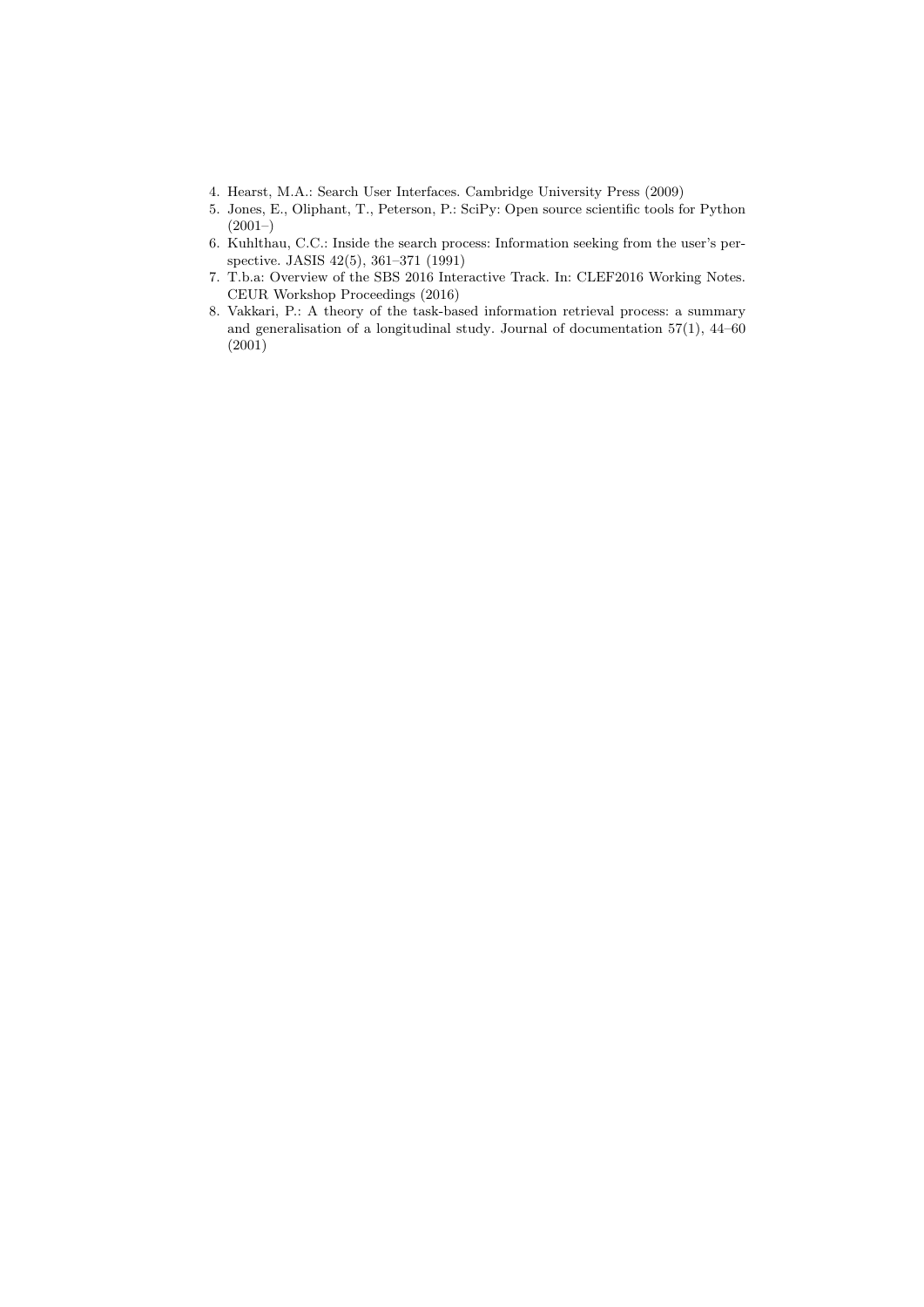4. Hearst, M.A.: Search User Interfaces. Cambridge University Press (2009)
5. Jones, E., Oliphant, T., Peterson, P.: SciPy: Open source scientific tools for Python (2001–)
6. Kuhlthau, C.C.: Inside the search process: Information seeking from the user's perspective. JASIS 42(5), 361–371 (1991)
7. T.b.a: Overview of the SBS 2016 Interactive Track. In: CLEF2016 Working Notes. CEUR Workshop Proceedings (2016)
8. Vakkari, P.: A theory of the task-based information retrieval process: a summary and generalisation of a longitudinal study. Journal of documentation 57(1), 44–60 (2001)